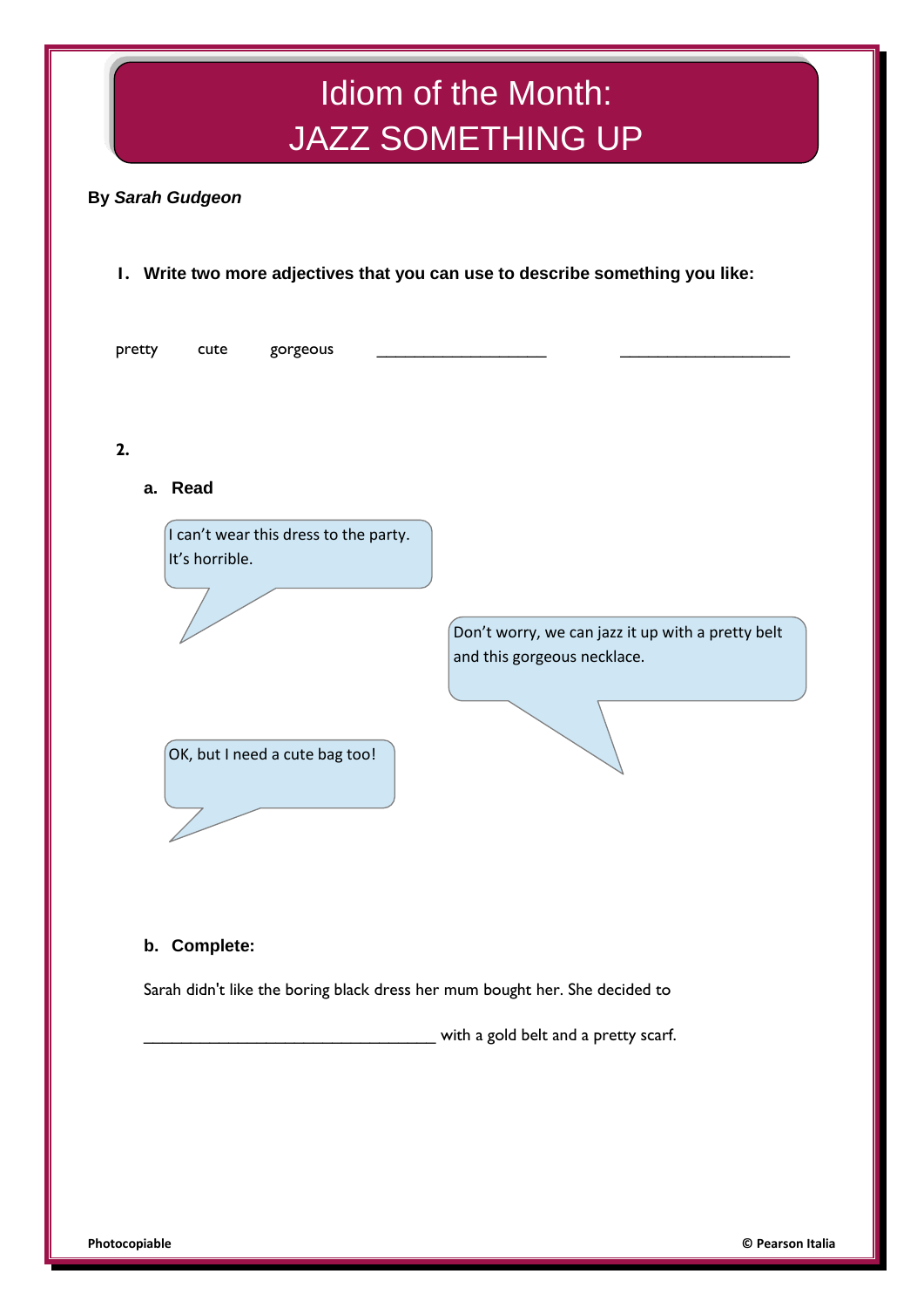# Idiom of the Month: JAZZ SOMETHING UP

**By *Sarah Gudgeon***

**1. Write two more adjectives that you can use to describe something you like:**

pretty cute gorgeous ____________________ ____________________

**2.**

**a. Read**

I can't wear this dress to the party. It's horrible.

Don't worry, we can jazz it up with a pretty belt and this gorgeous necklace.

OK, but I need a cute bag too!

**b. Complete:**

Sarah didn't like the boring black dress her mum bought her. She decided to

___________________________________ with a gold belt and a pretty scarf.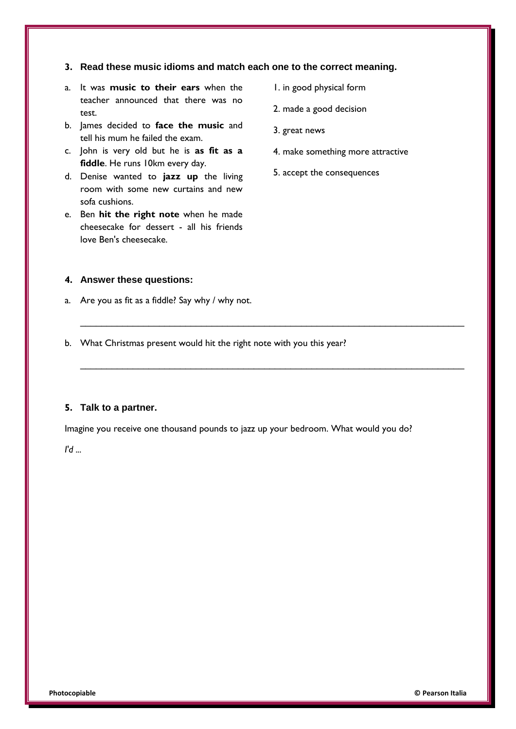### 3. Read these music idioms and match each one to the correct meaning.

a. It was **music to their ears** when the teacher announced that there was no test.

b. James decided to **face the music** and tell his mum he failed the exam.

c. John is very old but he is **as fit as a fiddle**. He runs 10km every day.

d. Denise wanted to **jazz up** the living room with some new curtains and new sofa cushions.

e. Ben **hit the right note** when he made cheesecake for dessert - all his friends love Ben's cheesecake.

1. in good physical form
2. made a good decision
3. great news
4. make something more attractive
5. accept the consequences

### 4. Answer these questions:

a. Are you as fit as a fiddle? Say why / why not.

______________________________________________________________________________

b. What Christmas present would hit the right note with you this year?

______________________________________________________________________________

### 5. Talk to a partner.

Imagine you receive one thousand pounds to jazz up your bedroom. What would you do?

*I'd ...*

**Photocopiable** **© Pearson Italia**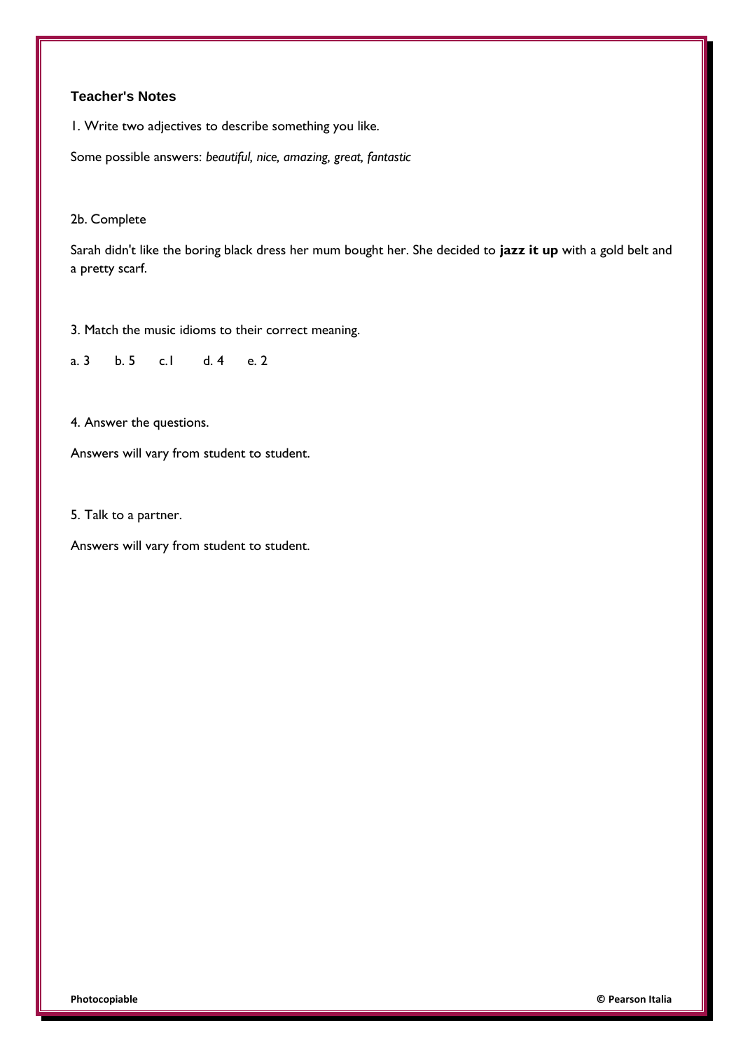### Teacher's Notes

1. Write two adjectives to describe something you like.

Some possible answers: *beautiful, nice, amazing, great, fantastic*

2b. Complete

Sarah didn't like the boring black dress her mum bought her. She decided to **jazz it up** with a gold belt and a pretty scarf.

3. Match the music idioms to their correct meaning.

a. 3 b. 5 c. 1 d. 4 e. 2

4. Answer the questions.

Answers will vary from student to student.

5. Talk to a partner.

Answers will vary from student to student.

**Photocopiable** **© Pearson Italia**